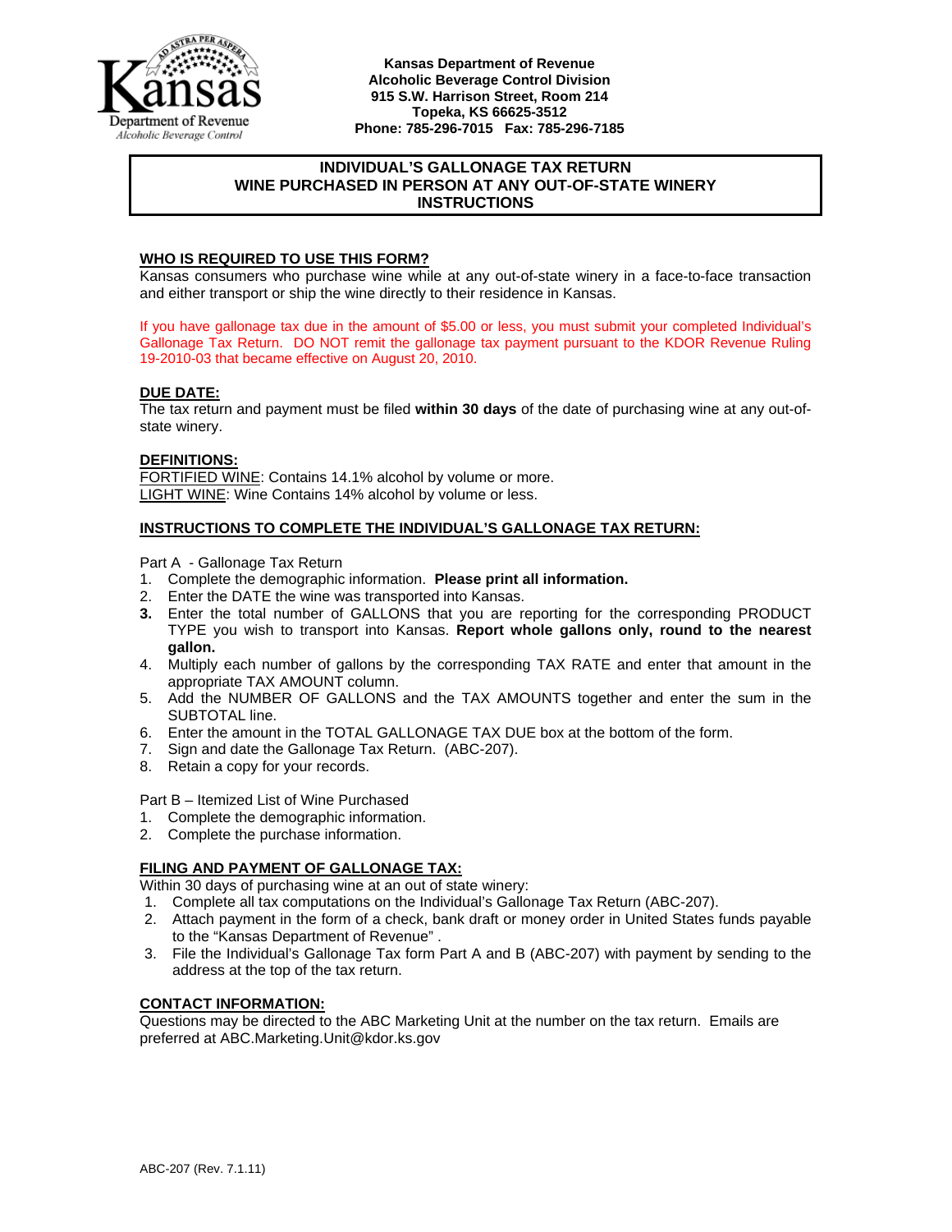Kansas Department of Revenue
Alcoholic Beverage Control Division
915 S.W. Harrison Street, Room 214
Topeka, KS 66625-3512
Phone: 785-296-7015 Fax: 785-296-7185

# INDIVIDUAL'S GALLONAGE TAX RETURN WINE PURCHASED IN PERSON AT ANY OUT-OF-STATE WINERY INSTRUCTIONS

## WHO IS REQUIRED TO USE THIS FORM?

Kansas consumers who purchase wine while at any out-of-state winery in a face-to-face transaction and either transport or ship the wine directly to their residence in Kansas.

If you have gallonage tax due in the amount of $5.00 or less, you must submit your completed Individual's Gallonage Tax Return. DO NOT remit the gallonage tax payment pursuant to the KDOR Revenue Ruling 19-2010-03 that became effective on August 20, 2010.

## DUE DATE:

The tax return and payment must be filed **within 30 days** of the date of purchasing wine at any out-of-state winery.

## DEFINITIONS:

FORTIFIED WINE: Contains 14.1% alcohol by volume or more.
LIGHT WINE: Wine Contains 14% alcohol by volume or less.

## INSTRUCTIONS TO COMPLETE THE INDIVIDUAL'S GALLONAGE TAX RETURN:

Part A - Gallonage Tax Return

1. Complete the demographic information. **Please print all information.**
2. Enter the DATE the wine was transported into Kansas.
3. Enter the total number of GALLONS that you are reporting for the corresponding PRODUCT TYPE you wish to transport into Kansas. **Report whole gallons only, round to the nearest gallon.**
4. Multiply each number of gallons by the corresponding TAX RATE and enter that amount in the appropriate TAX AMOUNT column.
5. Add the NUMBER OF GALLONS and the TAX AMOUNTS together and enter the sum in the SUBTOTAL line.
6. Enter the amount in the TOTAL GALLONAGE TAX DUE box at the bottom of the form.
7. Sign and date the Gallonage Tax Return. (ABC-207).
8. Retain a copy for your records.

Part B – Itemized List of Wine Purchased

1. Complete the demographic information.
2. Complete the purchase information.

## FILING AND PAYMENT OF GALLONAGE TAX:

Within 30 days of purchasing wine at an out of state winery:

1. Complete all tax computations on the Individual's Gallonage Tax Return (ABC-207).
2. Attach payment in the form of a check, bank draft or money order in United States funds payable to the "Kansas Department of Revenue" .
3. File the Individual's Gallonage Tax form Part A and B (ABC-207) with payment by sending to the address at the top of the tax return.

## CONTACT INFORMATION:

Questions may be directed to the ABC Marketing Unit at the number on the tax return. Emails are preferred at ABC.Marketing.Unit@kdor.ks.gov

ABC-207 (Rev. 7.1.11)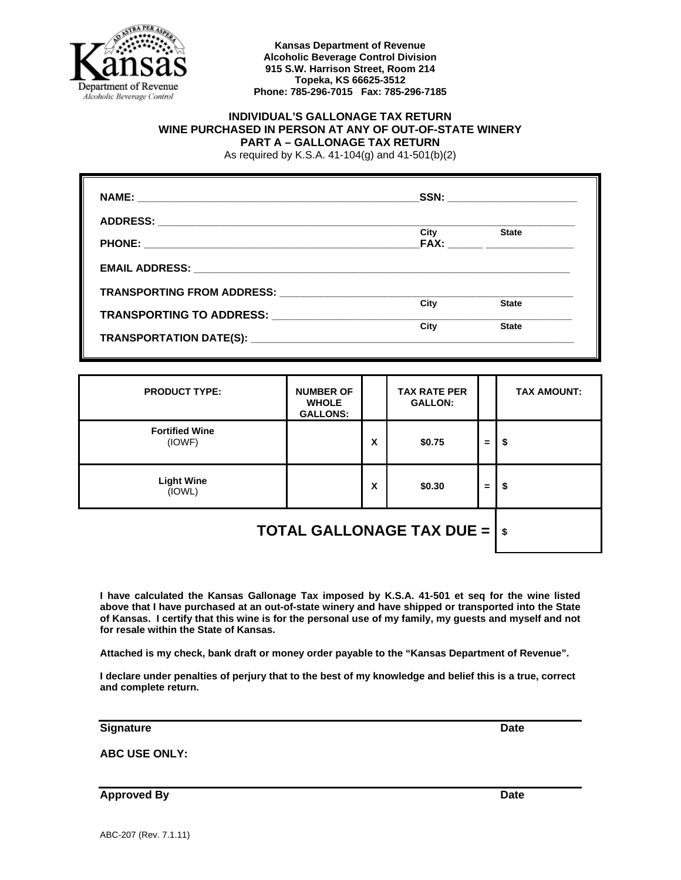Kansas Department of Revenue
Alcoholic Beverage Control Division
915 S.W. Harrison Street, Room 214
Topeka, KS 66625-3512
Phone: 785-296-7015 Fax: 785-296-7185

# INDIVIDUAL'S GALLONAGE TAX RETURN
## WINE PURCHASED IN PERSON AT ANY OF OUT-OF-STATE WINERY
## PART A – GALLONAGE TAX RETURN

As required by K.S.A. 41-104(g) and 41-501(b)(2)

**NAME:** ______________________________ **SSN:** ____________________

**ADDRESS:** ______________________________ City ______ State ______

**PHONE:** ______________________________ **FAX:** ______ ______________

**EMAIL ADDRESS:** ______________________________

**TRANSPORTING FROM ADDRESS:** ______________________________ City ______ State ______

**TRANSPORTING TO ADDRESS:** ______________________________ City ______ State ______

**TRANSPORTATION DATE(S):** ______________________________

| PRODUCT TYPE: | NUMBER OF WHOLE GALLONS: | | TAX RATE PER GALLON: | | TAX AMOUNT: |
|---|---|---|---|---|---|
| **Fortified Wine** (IOWF) | | X | $0.75 | = | $ |
| **Light Wine** (IOWL) | | X | $0.30 | = | $ |
| | | | | **TOTAL GALLONAGE TAX DUE =** | $ |

**I have calculated the Kansas Gallonage Tax imposed by K.S.A. 41-501 et seq for the wine listed above that I have purchased at an out-of-state winery and have shipped or transported into the State of Kansas. I certify that this wine is for the personal use of my family, my guests and myself and not for resale within the State of Kansas.**

**Attached is my check, bank draft or money order payable to the "Kansas Department of Revenue".**

**I declare under penalties of perjury that to the best of my knowledge and belief this is a true, correct and complete return.**

______________________________

**Signature** **Date**

**ABC USE ONLY:**

______________________________

**Approved By** **Date**

ABC-207 (Rev. 7.1.11)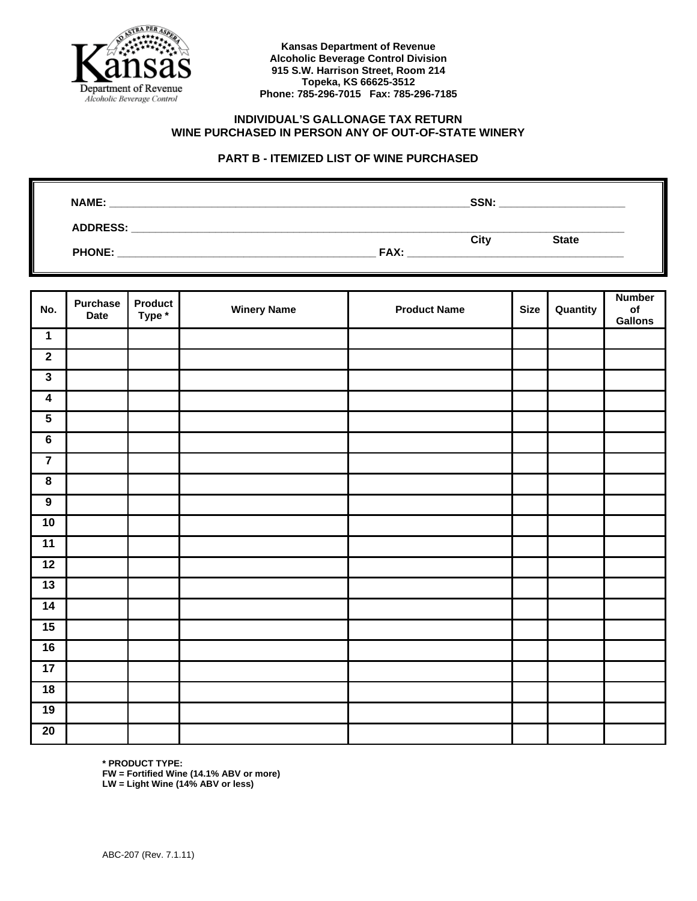Kansas Department of Revenue
Alcoholic Beverage Control Division
915 S.W. Harrison Street, Room 214
Topeka, KS 66625-3512
Phone: 785-296-7015 Fax: 785-296-7185

## INDIVIDUAL'S GALLONAGE TAX RETURN
## WINE PURCHASED IN PERSON ANY OF OUT-OF-STATE WINERY

### PART B - ITEMIZED LIST OF WINE PURCHASED

**NAME:** ____________________________________________ **SSN:** ____________________

**ADDRESS:** ________________________________________________________________
City State

**PHONE:** ____________________________________ **FAX:** ____________________________

| No. | Purchase Date | Product Type * | Winery Name | Product Name | Size | Quantity | Number of Gallons |
|---|---|---|---|---|---|---|---|
| 1 | | | | | | | |
| 2 | | | | | | | |
| 3 | | | | | | | |
| 4 | | | | | | | |
| 5 | | | | | | | |
| 6 | | | | | | | |
| 7 | | | | | | | |
| 8 | | | | | | | |
| 9 | | | | | | | |
| 10 | | | | | | | |
| 11 | | | | | | | |
| 12 | | | | | | | |
| 13 | | | | | | | |
| 14 | | | | | | | |
| 15 | | | | | | | |
| 16 | | | | | | | |
| 17 | | | | | | | |
| 18 | | | | | | | |
| 19 | | | | | | | |
| 20 | | | | | | | |

**\* PRODUCT TYPE:**
**FW = Fortified Wine (14.1% ABV or more)**
**LW = Light Wine (14% ABV or less)**

ABC-207 (Rev. 7.1.11)